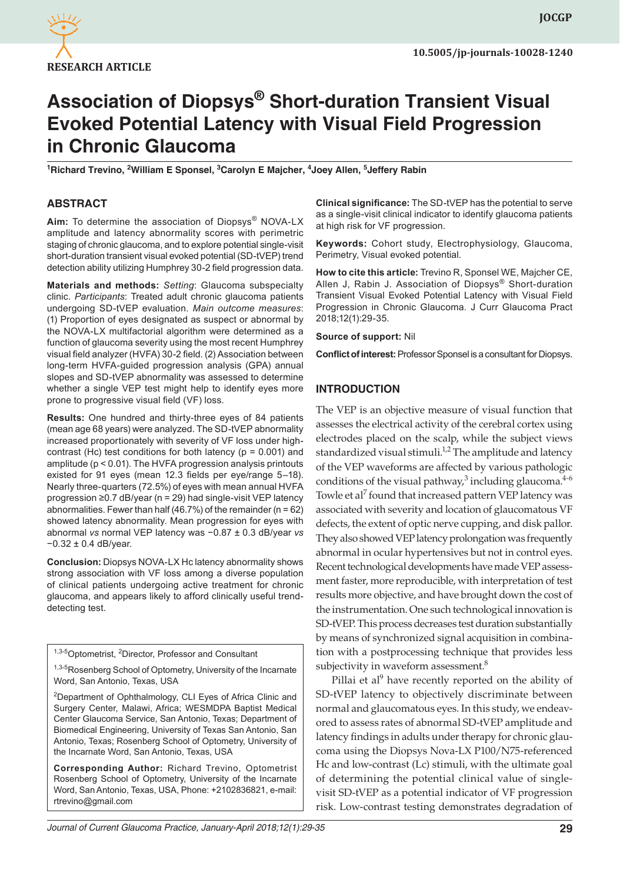RESEARCH ARTICLE

10.5005/jp-journals-10028-1240

# Association of Diopsys® Short-duration Transient Visual Evoked Potential Latency with Visual Field Progression in Chronic Glaucoma

[1]Richard Trevino, [2]William E Sponsel, [3]Carolyn E Majcher, [4]Joey Allen, [5]Jeffery Rabin

## ABSTRACT

**Aim:** To determine the association of Diopsys® NOVA-LX amplitude and latency abnormality scores with perimetric staging of chronic glaucoma, and to explore potential single-visit short-duration transient visual evoked potential (SD-tVEP) trend detection ability utilizing Humphrey 30-2 field progression data.

**Materials and methods:** *Setting*: Glaucoma subspecialty clinic. *Participants*: Treated adult chronic glaucoma patients undergoing SD-tVEP evaluation. *Main outcome measures*: (1) Proportion of eyes designated as suspect or abnormal by the NOVA-LX multifactorial algorithm were determined as a function of glaucoma severity using the most recent Humphrey visual field analyzer (HVFA) 30-2 field. (2) Association between long-term HVFA-guided progression analysis (GPA) annual slopes and SD-tVEP abnormality was assessed to determine whether a single VEP test might help to identify eyes more prone to progressive visual field (VF) loss.

**Results:** One hundred and thirty-three eyes of 84 patients (mean age 68 years) were analyzed. The SD-tVEP abnormality increased proportionately with severity of VF loss under high-contrast (Hc) test conditions for both latency ($p = 0.001$) and amplitude ($p < 0.01$). The HVFA progression analysis printouts existed for 91 eyes (mean 12.3 fields per eye/range 5–18). Nearly three-quarters (72.5%) of eyes with mean annual HVFA progression ≥0.7 dB/year ($n = 29$) had single-visit VEP latency abnormalities. Fewer than half (46.7%) of the remainder ($n = 62$) showed latency abnormality. Mean progression for eyes with abnormal *vs* normal VEP latency was −0.87 ± 0.3 dB/year *vs* −0.32 ± 0.4 dB/year.

**Conclusion:** Diopsys NOVA-LX Hc latency abnormality shows strong association with VF loss among a diverse population of clinical patients undergoing active treatment for chronic glaucoma, and appears likely to afford clinically useful trend-detecting test.

**Clinical significance:** The SD-tVEP has the potential to serve as a single-visit clinical indicator to identify glaucoma patients at high risk for VF progression.

**Keywords:** Cohort study, Electrophysiology, Glaucoma, Perimetry, Visual evoked potential.

**How to cite this article:** Trevino R, Sponsel WE, Majcher CE, Allen J, Rabin J. Association of Diopsys® Short-duration Transient Visual Evoked Potential Latency with Visual Field Progression in Chronic Glaucoma. J Curr Glaucoma Pract 2018;12(1):29-35.

**Source of support:** Nil

**Conflict of interest:** Professor Sponsel is a consultant for Diopsys.

[1,3-5]Optometrist, [2]Director, Professor and Consultant

[1,3-5]Rosenberg School of Optometry, University of the Incarnate Word, San Antonio, Texas, USA

[2]Department of Ophthalmology, CLI Eyes of Africa Clinic and Surgery Center, Malawi, Africa; WESMDPA Baptist Medical Center Glaucoma Service, San Antonio, Texas; Department of Biomedical Engineering, University of Texas San Antonio, San Antonio, Texas; Rosenberg School of Optometry, University of the Incarnate Word, San Antonio, Texas, USA

**Corresponding Author:** Richard Trevino, Optometrist Rosenberg School of Optometry, University of the Incarnate Word, San Antonio, Texas, USA, Phone: +2102836821, e-mail: rtrevino@gmail.com

## INTRODUCTION

The VEP is an objective measure of visual function that assesses the electrical activity of the cerebral cortex using electrodes placed on the scalp, while the subject views standardized visual stimuli.[1,2] The amplitude and latency of the VEP waveforms are affected by various pathologic conditions of the visual pathway,[3] including glaucoma.[4-6] Towle et al[7] found that increased pattern VEP latency was associated with severity and location of glaucomatous VF defects, the extent of optic nerve cupping, and disk pallor. They also showed VEP latency prolongation was frequently abnormal in ocular hypertensives but not in control eyes. Recent technological developments have made VEP assessment faster, more reproducible, with interpretation of test results more objective, and have brought down the cost of the instrumentation. One such technological innovation is SD-tVEP. This process decreases test duration substantially by means of synchronized signal acquisition in combination with a postprocessing technique that provides less subjectivity in waveform assessment.[8]

Pillai et al[9] have recently reported on the ability of SD-tVEP latency to objectively discriminate between normal and glaucomatous eyes. In this study, we endeavored to assess rates of abnormal SD-tVEP amplitude and latency findings in adults under therapy for chronic glaucoma using the Diopsys Nova-LX P100/N75-referenced Hc and low-contrast (Lc) stimuli, with the ultimate goal of determining the potential clinical value of single-visit SD-tVEP as a potential indicator of VF progression risk. Low-contrast testing demonstrates degradation of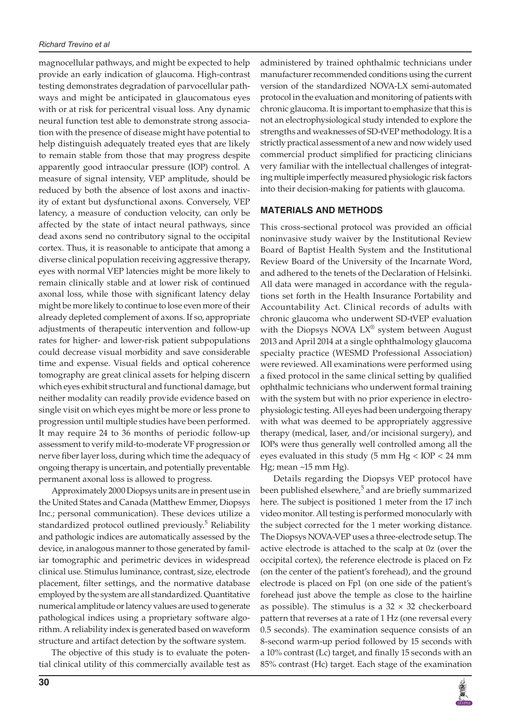magnocellular pathways, and might be expected to help provide an early indication of glaucoma. High-contrast testing demonstrates degradation of parvocellular pathways and might be anticipated in glaucomatous eyes with or at risk for pericentral visual loss. Any dynamic neural function test able to demonstrate strong association with the presence of disease might have potential to help distinguish adequately treated eyes that are likely to remain stable from those that may progress despite apparently good intraocular pressure (IOP) control. A measure of signal intensity, VEP amplitude, should be reduced by both the absence of lost axons and inactivity of extant but dysfunctional axons. Conversely, VEP latency, a measure of conduction velocity, can only be affected by the state of intact neural pathways, since dead axons send no contributory signal to the occipital cortex. Thus, it is reasonable to anticipate that among a diverse clinical population receiving aggressive therapy, eyes with normal VEP latencies might be more likely to remain clinically stable and at lower risk of continued axonal loss, while those with significant latency delay might be more likely to continue to lose even more of their already depleted complement of axons. If so, appropriate adjustments of therapeutic intervention and follow-up rates for higher- and lower-risk patient subpopulations could decrease visual morbidity and save considerable time and expense. Visual fields and optical coherence tomography are great clinical assets for helping discern which eyes exhibit structural and functional damage, but neither modality can readily provide evidence based on single visit on which eyes might be more or less prone to progression until multiple studies have been performed. It may require 24 to 36 months of periodic follow-up assessment to verify mild-to-moderate VF progression or nerve fiber layer loss, during which time the adequacy of ongoing therapy is uncertain, and potentially preventable permanent axonal loss is allowed to progress.

Approximately 2000 Diopsys units are in present use in the United States and Canada (Matthew Emmer, Diopsys Inc.; personal communication). These devices utilize a standardized protocol outlined previously.[5] Reliability and pathologic indices are automatically assessed by the device, in analogous manner to those generated by familiar tomographic and perimetric devices in widespread clinical use. Stimulus luminance, contrast, size, electrode placement, filter settings, and the normative database employed by the system are all standardized. Quantitative numerical amplitude or latency values are used to generate pathological indices using a proprietary software algorithm. A reliability index is generated based on waveform structure and artifact detection by the software system.

The objective of this study is to evaluate the potential clinical utility of this commercially available test as administered by trained ophthalmic technicians under manufacturer recommended conditions using the current version of the standardized NOVA-LX semi-automated protocol in the evaluation and monitoring of patients with chronic glaucoma. It is important to emphasize that this is not an electrophysiological study intended to explore the strengths and weaknesses of SD-tVEP methodology. It is a strictly practical assessment of a new and now widely used commercial product simplified for practicing clinicians very familiar with the intellectual challenges of integrating multiple imperfectly measured physiologic risk factors into their decision-making for patients with glaucoma.

## MATERIALS AND METHODS

This cross-sectional protocol was provided an official noninvasive study waiver by the Institutional Review Board of Baptist Health System and the Institutional Review Board of the University of the Incarnate Word, and adhered to the tenets of the Declaration of Helsinki. All data were managed in accordance with the regulations set forth in the Health Insurance Portability and Accountability Act. Clinical records of adults with chronic glaucoma who underwent SD-tVEP evaluation with the Diopsys NOVA LX® system between August 2013 and April 2014 at a single ophthalmology glaucoma specialty practice (WESMD Professional Association) were reviewed. All examinations were performed using a fixed protocol in the same clinical setting by qualified ophthalmic technicians who underwent formal training with the system but with no prior experience in electrophysiological testing. All eyes had been undergoing therapy with what was deemed to be appropriately aggressive therapy (medical, laser, and/or incisional surgery), and IOPs were thus generally well controlled among all the eyes evaluated in this study (5 mm Hg < IOP < 24 mm Hg; mean ~15 mm Hg).

Details regarding the Diopsys VEP protocol have been published elsewhere,[5] and are briefly summarized here. The subject is positioned 1 meter from the 17 inch video monitor. All testing is performed monocularly with the subject corrected for the 1 meter working distance. The Diopsys NOVA-VEP uses a three-electrode setup. The active electrode is attached to the scalp at 0z (over the occipital cortex), the reference electrode is placed on Fz (on the center of the patient's forehead), and the ground electrode is placed on Fp1 (on one side of the patient's forehead just above the temple as close to the hairline as possible). The stimulus is a $32 \times 32$ checkerboard pattern that reverses at a rate of 1 Hz (one reversal every 0.5 seconds). The examination sequence consists of an 8-second warm-up period followed by 15 seconds with a 10% contrast (Lc) target, and finally 15 seconds with an 85% contrast (Hc) target. Each stage of the examination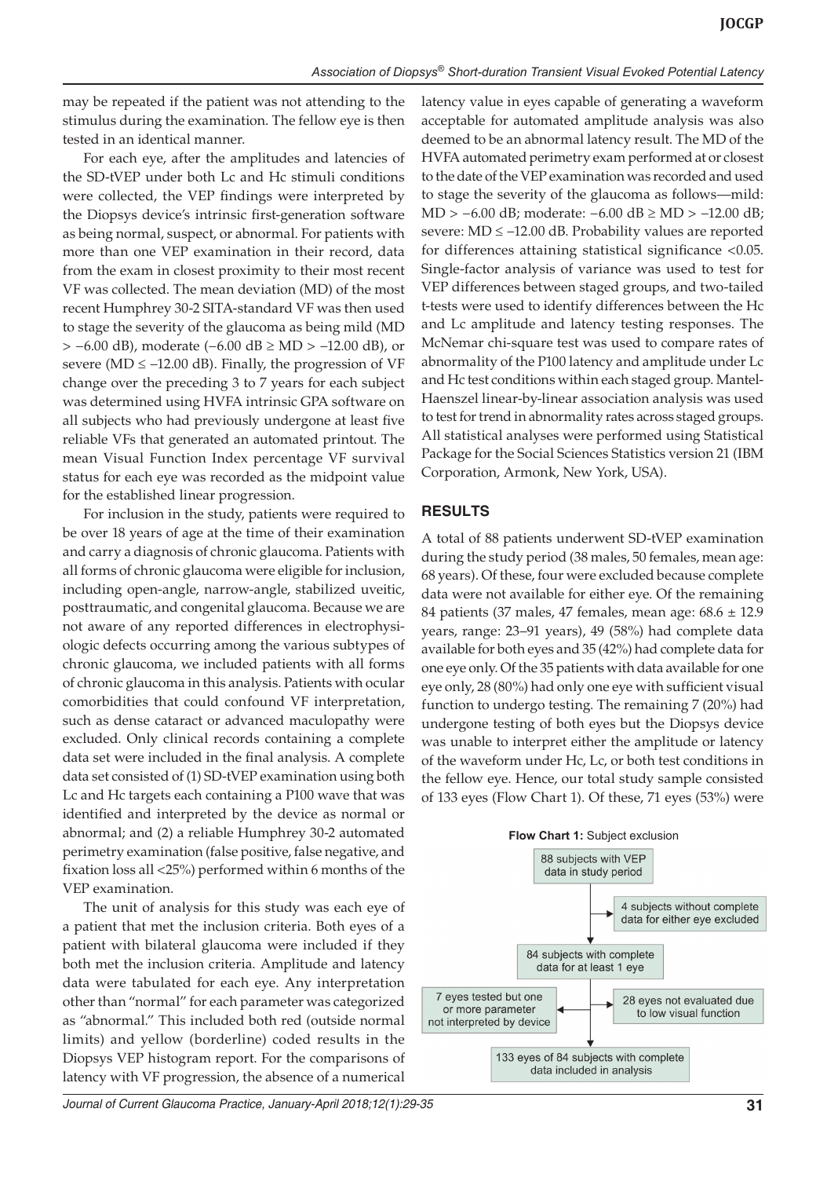may be repeated if the patient was not attending to the stimulus during the examination. The fellow eye is then tested in an identical manner.

For each eye, after the amplitudes and latencies of the SD-tVEP under both Lc and Hc stimuli conditions were collected, the VEP findings were interpreted by the Diopsys device's intrinsic first-generation software as being normal, suspect, or abnormal. For patients with more than one VEP examination in their record, data from the exam in closest proximity to their most recent VF was collected. The mean deviation (MD) of the most recent Humphrey 30-2 SITA-standard VF was then used to stage the severity of the glaucoma as being mild (MD > −6.00 dB), moderate (−6.00 dB ≥ MD > −12.00 dB), or severe (MD ≤ −12.00 dB). Finally, the progression of VF change over the preceding 3 to 7 years for each subject was determined using HVFA intrinsic GPA software on all subjects who had previously undergone at least five reliable VFs that generated an automated printout. The mean Visual Function Index percentage VF survival status for each eye was recorded as the midpoint value for the established linear progression.

For inclusion in the study, patients were required to be over 18 years of age at the time of their examination and carry a diagnosis of chronic glaucoma. Patients with all forms of chronic glaucoma were eligible for inclusion, including open-angle, narrow-angle, stabilized uveitic, posttraumatic, and congenital glaucoma. Because we are not aware of any reported differences in electrophysiologic defects occurring among the various subtypes of chronic glaucoma, we included patients with all forms of chronic glaucoma in this analysis. Patients with ocular comorbidities that could confound VF interpretation, such as dense cataract or advanced maculopathy were excluded. Only clinical records containing a complete data set were included in the final analysis. A complete data set consisted of (1) SD-tVEP examination using both Lc and Hc targets each containing a P100 wave that was identified and interpreted by the device as normal or abnormal; and (2) a reliable Humphrey 30-2 automated perimetry examination (false positive, false negative, and fixation loss all <25%) performed within 6 months of the VEP examination.

The unit of analysis for this study was each eye of a patient that met the inclusion criteria. Both eyes of a patient with bilateral glaucoma were included if they both met the inclusion criteria. Amplitude and latency data were tabulated for each eye. Any interpretation other than "normal" for each parameter was categorized as "abnormal." This included both red (outside normal limits) and yellow (borderline) coded results in the Diopsys VEP histogram report. For the comparisons of latency with VF progression, the absence of a numerical latency value in eyes capable of generating a waveform acceptable for automated amplitude analysis was also deemed to be an abnormal latency result. The MD of the HVFA automated perimetry exam performed at or closest to the date of the VEP examination was recorded and used to stage the severity of the glaucoma as follows—mild: MD > −6.00 dB; moderate: −6.00 dB ≥ MD > −12.00 dB; severe: MD ≤ −12.00 dB. Probability values are reported for differences attaining statistical significance <0.05. Single-factor analysis of variance was used to test for VEP differences between staged groups, and two-tailed t-tests were used to identify differences between the Hc and Lc amplitude and latency testing responses. The McNemar chi-square test was used to compare rates of abnormality of the P100 latency and amplitude under Lc and Hc test conditions within each staged group. Mantel-Haenszel linear-by-linear association analysis was used to test for trend in abnormality rates across staged groups. All statistical analyses were performed using Statistical Package for the Social Sciences Statistics version 21 (IBM Corporation, Armonk, New York, USA).

## RESULTS

A total of 88 patients underwent SD-tVEP examination during the study period (38 males, 50 females, mean age: 68 years). Of these, four were excluded because complete data were not available for either eye. Of the remaining 84 patients (37 males, 47 females, mean age: 68.6 ± 12.9 years, range: 23–91 years), 49 (58%) had complete data available for both eyes and 35 (42%) had complete data for one eye only. Of the 35 patients with data available for one eye only, 28 (80%) had only one eye with sufficient visual function to undergo testing. The remaining 7 (20%) had undergone testing of both eyes but the Diopsys device was unable to interpret either the amplitude or latency of the waveform under Hc, Lc, or both test conditions in the fellow eye. Hence, our total study sample consisted of 133 eyes (Flow Chart 1). Of these, 71 eyes (53%) were

**Flow Chart 1:** Subject exclusion

- 88 subjects with VEP data in study period
  - → 4 subjects without complete data for either eye excluded
- 84 subjects with complete data for at least 1 eye
  - → 7 eyes tested but one or more parameter not interpreted by device
  - → 28 eyes not evaluated due to low visual function
- 133 eyes of 84 subjects with complete data included in analysis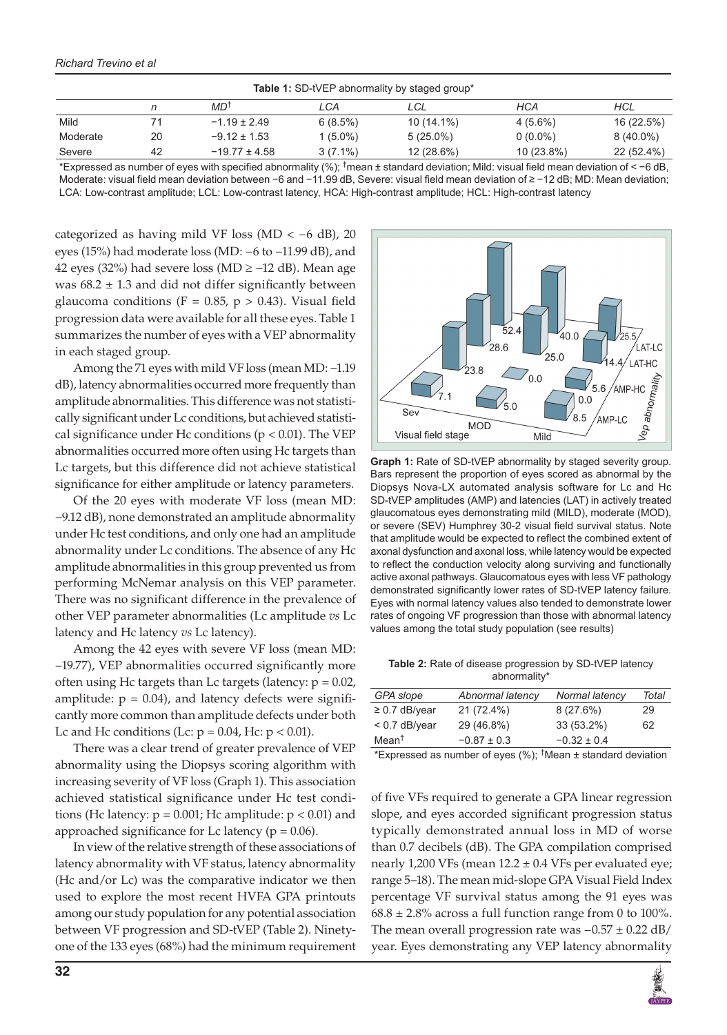**Table 1:** SD-tVEP abnormality by staged group*

| | n | MD† | LCA | LCL | HCA | HCL |
|---|---|---|---|---|---|---|
| Mild | 71 | −1.19 ± 2.49 | 6 (8.5%) | 10 (14.1%) | 4 (5.6%) | 16 (22.5%) |
| Moderate | 20 | −9.12 ± 1.53 | 1 (5.0%) | 5 (25.0%) | 0 (0.0%) | 8 (40.0%) |
| Severe | 42 | −19.77 ± 4.58 | 3 (7.1%) | 12 (28.6%) | 10 (23.8%) | 22 (52.4%) |

*Expressed as number of eyes with specified abnormality (%); †mean ± standard deviation; Mild: visual field mean deviation of < −6 dB, Moderate: visual field mean deviation between −6 and −11.99 dB, Severe: visual field mean deviation of ≥ −12 dB; MD: Mean deviation; LCA: Low-contrast amplitude; LCL: Low-contrast latency, HCA: High-contrast amplitude; HCL: High-contrast latency

categorized as having mild VF loss (MD < −6 dB), 20 eyes (15%) had moderate loss (MD: −6 to −11.99 dB), and 42 eyes (32%) had severe loss (MD ≥ −12 dB). Mean age was 68.2 ± 1.3 and did not differ significantly between glaucoma conditions ($F = 0.85$, $p > 0.43$). Visual field progression data were available for all these eyes. Table 1 summarizes the number of eyes with a VEP abnormality in each staged group.

Among the 71 eyes with mild VF loss (mean MD: −1.19 dB), latency abnormalities occurred more frequently than amplitude abnormalities. This difference was not statistically significant under Lc conditions, but achieved statistical significance under Hc conditions ($p < 0.01$). The VEP abnormalities occurred more often using Hc targets than Lc targets, but this difference did not achieve statistical significance for either amplitude or latency parameters.

Of the 20 eyes with moderate VF loss (mean MD: −9.12 dB), none demonstrated an amplitude abnormality under Hc test conditions, and only one had an amplitude abnormality under Lc conditions. The absence of any Hc amplitude abnormalities in this group prevented us from performing McNemar analysis on this VEP parameter. There was no significant difference in the prevalence of other VEP parameter abnormalities (Lc amplitude *vs* Lc latency and Hc latency *vs* Lc latency).

Among the 42 eyes with severe VF loss (mean MD: −19.77), VEP abnormalities occurred significantly more often using Hc targets than Lc targets (latency: $p = 0.02$, amplitude: $p = 0.04$), and latency defects were significantly more common than amplitude defects under both Lc and Hc conditions (Lc: $p = 0.04$, Hc: $p < 0.01$).

There was a clear trend of greater prevalence of VEP abnormality using the Diopsys scoring algorithm with increasing severity of VF loss (Graph 1). This association achieved statistical significance under Hc test conditions (Hc latency: $p = 0.001$; Hc amplitude: $p < 0.01$) and approached significance for Lc latency ($p = 0.06$).

In view of the relative strength of these associations of latency abnormality with VF status, latency abnormality (Hc and/or Lc) was the comparative indicator we then used to explore the most recent HVFA GPA printouts among our study population for any potential association between VF progression and SD-tVEP (Table 2). Ninety-one of the 133 eyes (68%) had the minimum requirement of five VFs required to generate a GPA linear regression slope, and eyes accorded significant progression status typically demonstrated annual loss in MD of worse than 0.7 decibels (dB). The GPA compilation comprised nearly 1,200 VFs (mean 12.2 ± 0.4 VFs per evaluated eye; range 5–18). The mean mid-slope GPA Visual Field Index percentage VF survival status among the 91 eyes was 68.8 ± 2.8% across a full function range from 0 to 100%. The mean overall progression rate was −0.57 ± 0.22 dB/year. Eyes demonstrating any VEP latency abnormality

**Graph 1:** Rate of SD-tVEP abnormality by staged severity group. Bars represent the proportion of eyes scored as abnormal by the Diopsys Nova-LX automated analysis software for Lc and Hc SD-tVEP amplitudes (AMP) and latencies (LAT) in actively treated glaucomatous eyes demonstrating mild (MILD), moderate (MOD), or severe (SEV) Humphrey 30-2 visual field survival status. Note that amplitude would be expected to reflect the combined extent of axonal dysfunction and axonal loss, while latency would be expected to reflect the conduction velocity along surviving and functionally active axonal pathways. Glaucomatous eyes with less VF pathology demonstrated significantly lower rates of SD-tVEP latency failure. Eyes with normal latency values also tended to demonstrate lower rates of ongoing VF progression than those with abnormal latency values among the total study population (see results)

**Table 2:** Rate of disease progression by SD-tVEP latency abnormality*

| GPA slope | Abnormal latency | Normal latency | Total |
|---|---|---|---|
| ≥ 0.7 dB/year | 21 (72.4%) | 8 (27.6%) | 29 |
| < 0.7 dB/year | 29 (46.8%) | 33 (53.2%) | 62 |
| Mean† | −0.87 ± 0.3 | −0.32 ± 0.4 | |

*Expressed as number of eyes (%); †Mean ± standard deviation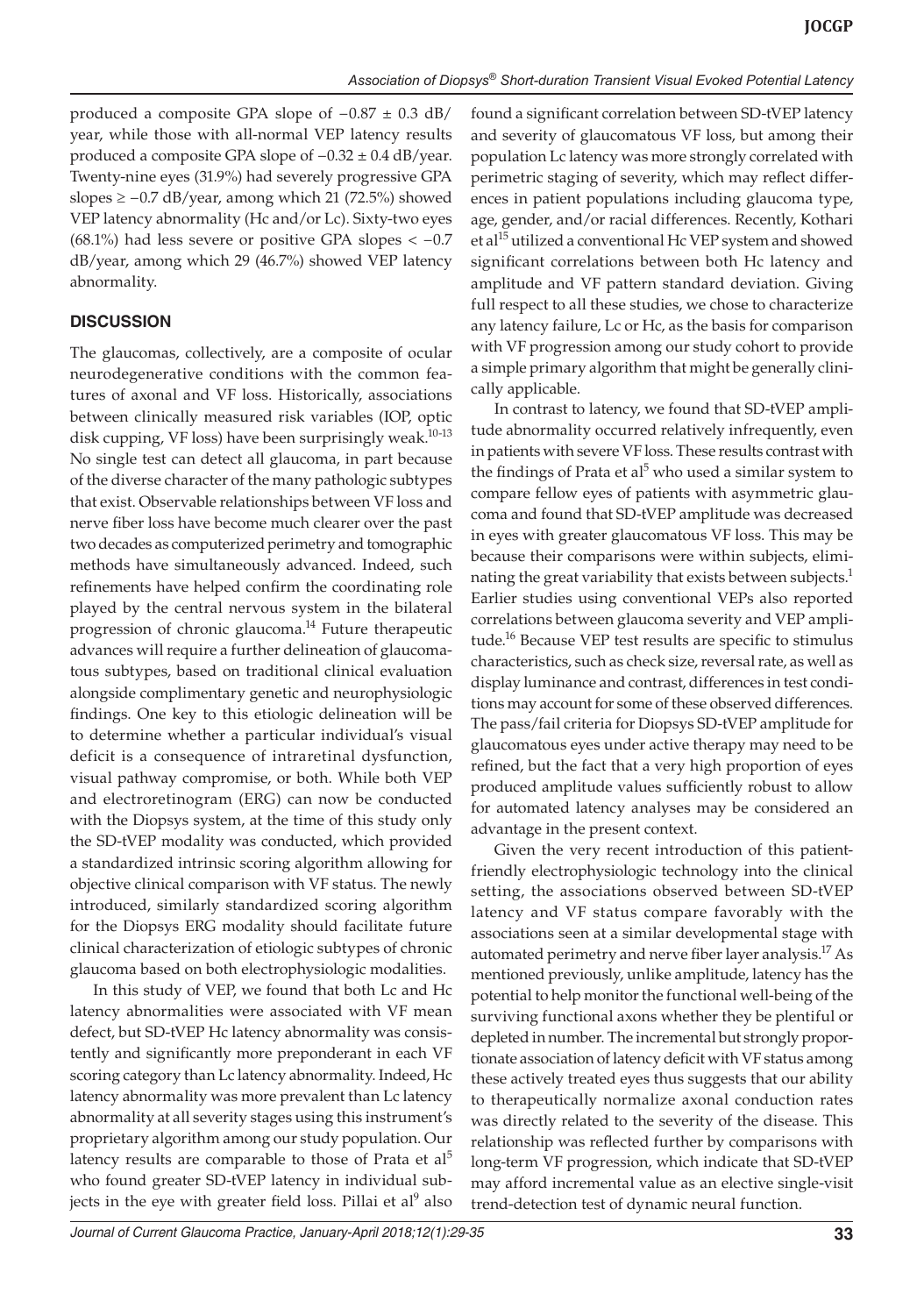produced a composite GPA slope of $-0.87 \pm 0.3$ dB/year, while those with all-normal VEP latency results produced a composite GPA slope of $-0.32 \pm 0.4$ dB/year. Twenty-nine eyes (31.9%) had severely progressive GPA slopes $\geq -0.7$ dB/year, among which 21 (72.5%) showed VEP latency abnormality (Hc and/or Lc). Sixty-two eyes (68.1%) had less severe or positive GPA slopes $< -0.7$ dB/year, among which 29 (46.7%) showed VEP latency abnormality.

## DISCUSSION

The glaucomas, collectively, are a composite of ocular neurodegenerative conditions with the common features of axonal and VF loss. Historically, associations between clinically measured risk variables (IOP, optic disk cupping, VF loss) have been surprisingly weak.[10-13] No single test can detect all glaucoma, in part because of the diverse character of the many pathologic subtypes that exist. Observable relationships between VF loss and nerve fiber loss have become much clearer over the past two decades as computerized perimetry and tomographic methods have simultaneously advanced. Indeed, such refinements have helped confirm the coordinating role played by the central nervous system in the bilateral progression of chronic glaucoma.[14] Future therapeutic advances will require a further delineation of glaucomatous subtypes, based on traditional clinical evaluation alongside complimentary genetic and neurophysiologic findings. One key to this etiologic delineation will be to determine whether a particular individual's visual deficit is a consequence of intraretinal dysfunction, visual pathway compromise, or both. While both VEP and electroretinogram (ERG) can now be conducted with the Diopsys system, at the time of this study only the SD-tVEP modality was conducted, which provided a standardized intrinsic scoring algorithm allowing for objective clinical comparison with VF status. The newly introduced, similarly standardized scoring algorithm for the Diopsys ERG modality should facilitate future clinical characterization of etiologic subtypes of chronic glaucoma based on both electrophysiologic modalities.

In this study of VEP, we found that both Lc and Hc latency abnormalities were associated with VF mean defect, but SD-tVEP Hc latency abnormality was consistently and significantly more preponderant in each VF scoring category than Lc latency abnormality. Indeed, Hc latency abnormality was more prevalent than Lc latency abnormality at all severity stages using this instrument's proprietary algorithm among our study population. Our latency results are comparable to those of Prata et al[5] who found greater SD-tVEP latency in individual subjects in the eye with greater field loss. Pillai et al[9] also found a significant correlation between SD-tVEP latency and severity of glaucomatous VF loss, but among their population Lc latency was more strongly correlated with perimetric staging of severity, which may reflect differences in patient populations including glaucoma type, age, gender, and/or racial differences. Recently, Kothari et al[15] utilized a conventional Hc VEP system and showed significant correlations between both Hc latency and amplitude and VF pattern standard deviation. Giving full respect to all these studies, we chose to characterize any latency failure, Lc or Hc, as the basis for comparison with VF progression among our study cohort to provide a simple primary algorithm that might be generally clinically applicable.

In contrast to latency, we found that SD-tVEP amplitude abnormality occurred relatively infrequently, even in patients with severe VF loss. These results contrast with the findings of Prata et al[5] who used a similar system to compare fellow eyes of patients with asymmetric glaucoma and found that SD-tVEP amplitude was decreased in eyes with greater glaucomatous VF loss. This may be because their comparisons were within subjects, eliminating the great variability that exists between subjects.[1] Earlier studies using conventional VEPs also reported correlations between glaucoma severity and VEP amplitude.[16] Because VEP test results are specific to stimulus characteristics, such as check size, reversal rate, as well as display luminance and contrast, differences in test conditions may account for some of these observed differences. The pass/fail criteria for Diopsys SD-tVEP amplitude for glaucomatous eyes under active therapy may need to be refined, but the fact that a very high proportion of eyes produced amplitude values sufficiently robust to allow for automated latency analyses may be considered an advantage in the present context.

Given the very recent introduction of this patient-friendly electrophysiologic technology into the clinical setting, the associations observed between SD-tVEP latency and VF status compare favorably with the associations seen at a similar developmental stage with automated perimetry and nerve fiber layer analysis.[17] As mentioned previously, unlike amplitude, latency has the potential to help monitor the functional well-being of the surviving functional axons whether they be plentiful or depleted in number. The incremental but strongly proportionate association of latency deficit with VF status among these actively treated eyes thus suggests that our ability to therapeutically normalize axonal conduction rates was directly related to the severity of the disease. This relationship was reflected further by comparisons with long-term VF progression, which indicate that SD-tVEP may afford incremental value as an elective single-visit trend-detection test of dynamic neural function.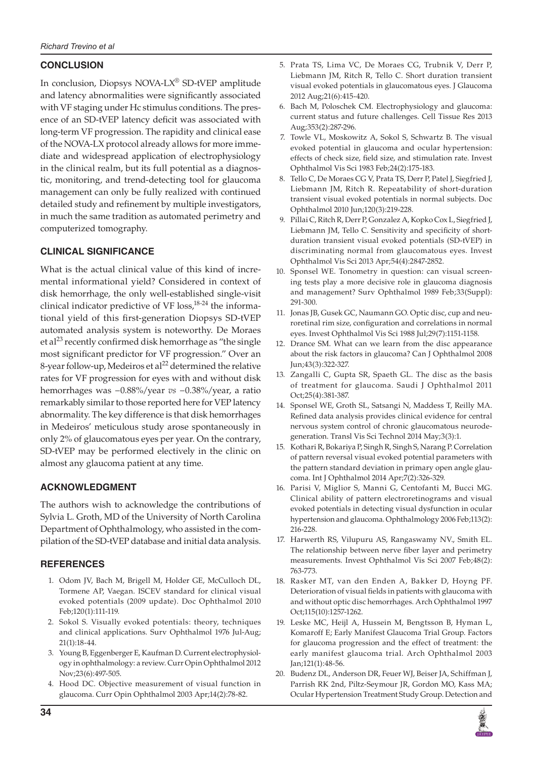## CONCLUSION

In conclusion, Diopsys NOVA-LX® SD-tVEP amplitude and latency abnormalities were significantly associated with VF staging under Hc stimulus conditions. The presence of an SD-tVEP latency deficit was associated with long-term VF progression. The rapidity and clinical ease of the NOVA-LX protocol already allows for more immediate and widespread application of electrophysiology in the clinical realm, but its full potential as a diagnostic, monitoring, and trend-detecting tool for glaucoma management can only be fully realized with continued detailed study and refinement by multiple investigators, in much the same tradition as automated perimetry and computerized tomography.

## CLINICAL SIGNIFICANCE

What is the actual clinical value of this kind of incremental informational yield? Considered in context of disk hemorrhage, the only well-established single-visit clinical indicator predictive of VF loss,[18-24] the informational yield of this first-generation Diopsys SD-tVEP automated analysis system is noteworthy. De Moraes et al[23] recently confirmed disk hemorrhage as "the single most significant predictor for VF progression." Over an 8-year follow-up, Medeiros et al[22] determined the relative rates for VF progression for eyes with and without disk hemorrhages was −0.88%/year *vs* −0.38%/year, a ratio remarkably similar to those reported here for VEP latency abnormality. The key difference is that disk hemorrhages in Medeiros' meticulous study arose spontaneously in only 2% of glaucomatous eyes per year. On the contrary, SD-tVEP may be performed electively in the clinic on almost any glaucoma patient at any time.

## ACKNOWLEDGMENT

The authors wish to acknowledge the contributions of Sylvia L. Groth, MD of the University of North Carolina Department of Ophthalmology, who assisted in the compilation of the SD-tVEP database and initial data analysis.

## REFERENCES

1. Odom JV, Bach M, Brigell M, Holder GE, McCulloch DL, Tormene AP, Vaegan. ISCEV standard for clinical visual evoked potentials (2009 update). Doc Ophthalmol 2010 Feb;120(1):111-119.
2. Sokol S. Visually evoked potentials: theory, techniques and clinical applications. Surv Ophthalmol 1976 Jul-Aug; 21(1):18-44.
3. Young B, Eggenberger E, Kaufman D. Current electrophysiology in ophthalmology: a review. Curr Opin Ophthalmol 2012 Nov;23(6):497-505.
4. Hood DC. Objective measurement of visual function in glaucoma. Curr Opin Ophthalmol 2003 Apr;14(2):78-82.
5. Prata TS, Lima VC, De Moraes CG, Trubnik V, Derr P, Liebmann JM, Ritch R, Tello C. Short duration transient visual evoked potentials in glaucomatous eyes. J Glaucoma 2012 Aug;21(6):415-420.
6. Bach M, Poloschek CM. Electrophysiology and glaucoma: current status and future challenges. Cell Tissue Res 2013 Aug;353(2):287-296.
7. Towle VL, Moskowitz A, Sokol S, Schwartz B. The visual evoked potential in glaucoma and ocular hypertension: effects of check size, field size, and stimulation rate. Invest Ophthalmol Vis Sci 1983 Feb;24(2):175-183.
8. Tello C, De Moraes CG V, Prata TS, Derr P, Patel J, Siegfried J, Liebmann JM, Ritch R. Repeatability of short-duration transient visual evoked potentials in normal subjects. Doc Ophthalmol 2010 Jun;120(3):219-228.
9. Pillai C, Ritch R, Derr P, Gonzalez A, Kopko Cox L, Siegfried J, Liebmann JM, Tello C. Sensitivity and specificity of short-duration transient visual evoked potentials (SD-tVEP) in discriminating normal from glaucomatous eyes. Invest Ophthalmol Vis Sci 2013 Apr;54(4):2847-2852.
10. Sponsel WE. Tonometry in question: can visual screening tests play a more decisive role in glaucoma diagnosis and management? Surv Ophthalmol 1989 Feb;33(Suppl): 291-300.
11. Jonas JB, Gusek GC, Naumann GO. Optic disc, cup and neuroretinal rim size, configuration and correlations in normal eyes. Invest Ophthalmol Vis Sci 1988 Jul;29(7):1151-1158.
12. Drance SM. What can we learn from the disc appearance about the risk factors in glaucoma? Can J Ophthalmol 2008 Jun;43(3):322-327.
13. Zangalli C, Gupta SR, Spaeth GL. The disc as the basis of treatment for glaucoma. Saudi J Ophthalmol 2011 Oct;25(4):381-387.
14. Sponsel WE, Groth SL, Satsangi N, Maddess T, Reilly MA. Refined data analysis provides clinical evidence for central nervous system control of chronic glaucomatous neurodegeneration. Transl Vis Sci Technol 2014 May;3(3):1.
15. Kothari R, Bokariya P, Singh R, Singh S, Narang P. Correlation of pattern reversal visual evoked potential parameters with the pattern standard deviation in primary open angle glaucoma. Int J Ophthalmol 2014 Apr;7(2):326-329.
16. Parisi V, Miglior S, Manni G, Centofanti M, Bucci MG. Clinical ability of pattern electroretinograms and visual evoked potentials in detecting visual dysfunction in ocular hypertension and glaucoma. Ophthalmology 2006 Feb;113(2): 216-228.
17. Harwerth RS, Vilupuru AS, Rangaswamy NV., Smith EL. The relationship between nerve fiber layer and perimetry measurements. Invest Ophthalmol Vis Sci 2007 Feb;48(2): 763-773.
18. Rasker MT, van den Enden A, Bakker D, Hoyng PF. Deterioration of visual fields in patients with glaucoma with and without optic disc hemorrhages. Arch Ophthalmol 1997 Oct;115(10):1257-1262.
19. Leske MC, Heijl A, Hussein M, Bengtsson B, Hyman L, Komaroff E; Early Manifest Glaucoma Trial Group. Factors for glaucoma progression and the effect of treatment: the early manifest glaucoma trial. Arch Ophthalmol 2003 Jan;121(1):48-56.
20. Budenz DL, Anderson DR, Feuer WJ, Beiser JA, Schiffman J, Parrish RK 2nd, Piltz-Seymour JR, Gordon MO, Kass MA; Ocular Hypertension Treatment Study Group. Detection and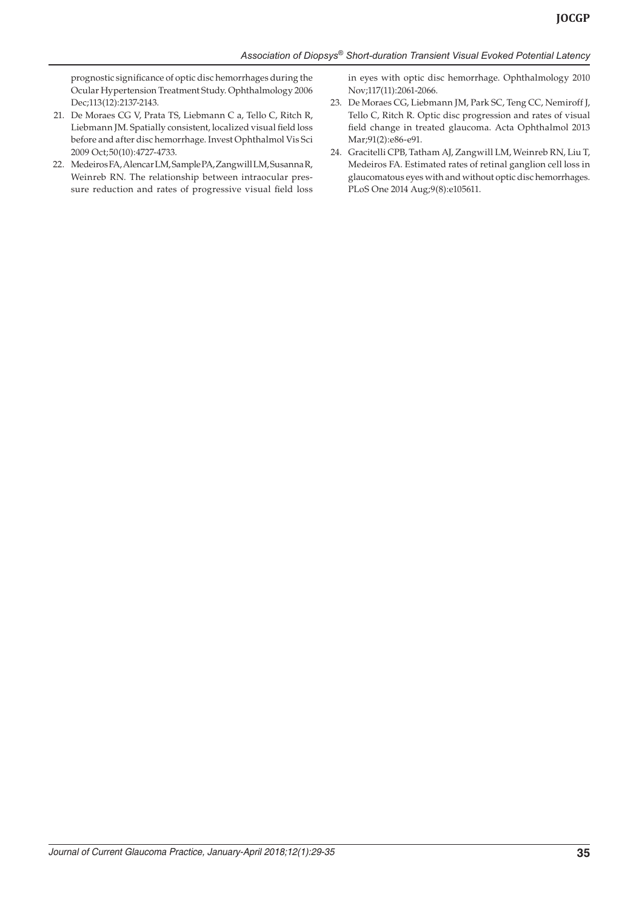prognostic significance of optic disc hemorrhages during the Ocular Hypertension Treatment Study. Ophthalmology 2006 Dec;113(12):2137-2143.

21. De Moraes CG V, Prata TS, Liebmann C a, Tello C, Ritch R, Liebmann JM. Spatially consistent, localized visual field loss before and after disc hemorrhage. Invest Ophthalmol Vis Sci 2009 Oct;50(10):4727-4733.
22. Medeiros FA, Alencar LM, Sample PA, Zangwill LM, Susanna R, Weinreb RN. The relationship between intraocular pressure reduction and rates of progressive visual field loss in eyes with optic disc hemorrhage. Ophthalmology 2010 Nov;117(11):2061-2066.
23. De Moraes CG, Liebmann JM, Park SC, Teng CC, Nemiroff J, Tello C, Ritch R. Optic disc progression and rates of visual field change in treated glaucoma. Acta Ophthalmol 2013 Mar;91(2):e86-e91.
24. Gracitelli CPB, Tatham AJ, Zangwill LM, Weinreb RN, Liu T, Medeiros FA. Estimated rates of retinal ganglion cell loss in glaucomatous eyes with and without optic disc hemorrhages. PLoS One 2014 Aug;9(8):e105611.